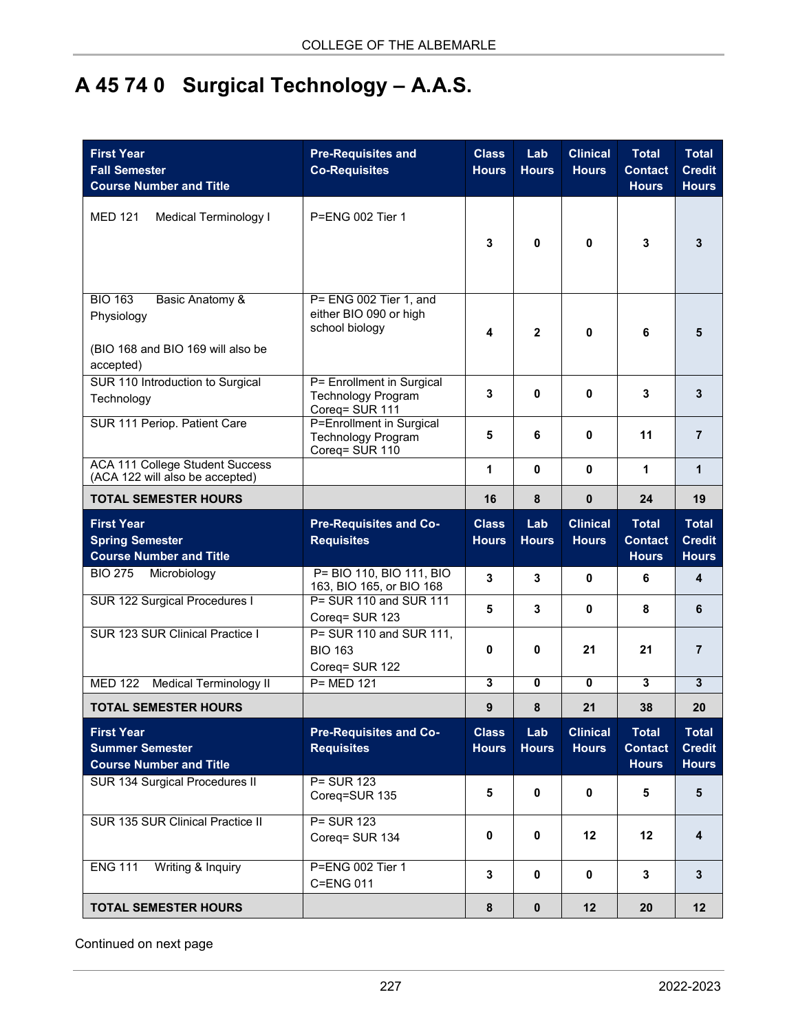# A 45 74 0 Surgical Technology – A.A.S.

| First Year<br>Fall Semester<br>Course Number and Title | Pre-Requisites and Co-Requisites | Class Hours | Lab Hours | Clinical Hours | Total Contact Hours | Total Credit Hours |
|---|---|---|---|---|---|---|
| MED 121 Medical Terminology I | P=ENG 002 Tier 1 | 3 | 0 | 0 | 3 | 3 |
| BIO 163 Basic Anatomy & Physiology<br><br>(BIO 168 and BIO 169 will also be accepted) | P= ENG 002 Tier 1, and either BIO 090 or high school biology | 4 | 2 | 0 | 6 | 5 |
| SUR 110 Introduction to Surgical Technology | P= Enrollment in Surgical Technology Program<br>Coreq= SUR 111 | 3 | 0 | 0 | 3 | 3 |
| SUR 111 Periop. Patient Care | P=Enrollment in Surgical Technology Program<br>Coreq= SUR 110 | 5 | 6 | 0 | 11 | 7 |
| ACA 111 College Student Success (ACA 122 will also be accepted) | | 1 | 0 | 0 | 1 | 1 |
| **TOTAL SEMESTER HOURS** | | **16** | **8** | **0** | **24** | **19** |

| First Year<br>Spring Semester<br>Course Number and Title | Pre-Requisites and Co-Requisites | Class Hours | Lab Hours | Clinical Hours | Total Contact Hours | Total Credit Hours |
|---|---|---|---|---|---|---|
| BIO 275 Microbiology | P= BIO 110, BIO 111, BIO 163, BIO 165, or BIO 168 | 3 | 3 | 0 | 6 | 4 |
| SUR 122 Surgical Procedures I | P= SUR 110 and SUR 111<br>Coreq= SUR 123 | 5 | 3 | 0 | 8 | 6 |
| SUR 123 SUR Clinical Practice I | P= SUR 110 and SUR 111, BIO 163<br>Coreq= SUR 122 | 0 | 0 | 21 | 21 | 7 |
| MED 122 Medical Terminology II | P= MED 121 | 3 | 0 | 0 | 3 | 3 |
| **TOTAL SEMESTER HOURS** | | **9** | **8** | **21** | **38** | **20** |

| First Year<br>Summer Semester<br>Course Number and Title | Pre-Requisites and Co-Requisites | Class Hours | Lab Hours | Clinical Hours | Total Contact Hours | Total Credit Hours |
|---|---|---|---|---|---|---|
| SUR 134 Surgical Procedures II | P= SUR 123<br>Coreq=SUR 135 | 5 | 0 | 0 | 5 | 5 |
| SUR 135 SUR Clinical Practice II | P= SUR 123<br>Coreq= SUR 134 | 0 | 0 | 12 | 12 | 4 |
| ENG 111 Writing & Inquiry | P=ENG 002 Tier 1<br>C=ENG 011 | 3 | 0 | 0 | 3 | 3 |
| **TOTAL SEMESTER HOURS** | | **8** | **0** | **12** | **20** | **12** |

Continued on next page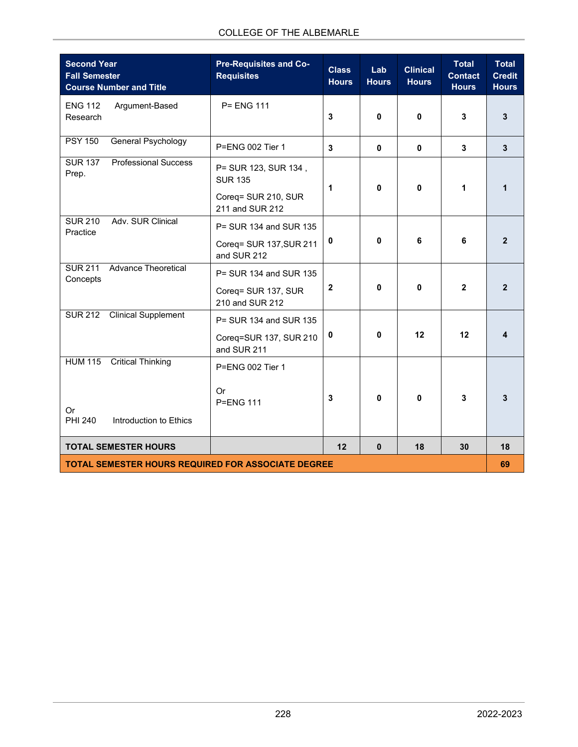| Second Year Fall Semester Course Number and Title | Pre-Requisites and Co-Requisites | Class Hours | Lab Hours | Clinical Hours | Total Contact Hours | Total Credit Hours |
|---|---|---|---|---|---|---|
| ENG 112 Argument-Based Research | P= ENG 111 | 3 | 0 | 0 | 3 | 3 |
| PSY 150 General Psychology | P=ENG 002 Tier 1 | 3 | 0 | 0 | 3 | 3 |
| SUR 137 Professional Success Prep. | P= SUR 123, SUR 134 , SUR 135 Coreq= SUR 210, SUR 211 and SUR 212 | 1 | 0 | 0 | 1 | 1 |
| SUR 210 Adv. SUR Clinical Practice | P= SUR 134 and SUR 135 Coreq= SUR 137,SUR 211 and SUR 212 | 0 | 0 | 6 | 6 | 2 |
| SUR 211 Advance Theoretical Concepts | P= SUR 134 and SUR 135 Coreq= SUR 137, SUR 210 and SUR 212 | 2 | 0 | 0 | 2 | 2 |
| SUR 212 Clinical Supplement | P= SUR 134 and SUR 135 Coreq=SUR 137, SUR 210 and SUR 211 | 0 | 0 | 12 | 12 | 4 |
| HUM 115 Critical Thinking Or PHI 240 Introduction to Ethics | P=ENG 002 Tier 1 Or P=ENG 111 | 3 | 0 | 0 | 3 | 3 |
| **TOTAL SEMESTER HOURS** | | **12** | **0** | **18** | **30** | **18** |
| **TOTAL SEMESTER HOURS REQUIRED FOR ASSOCIATE DEGREE** | | | | | | **69** |